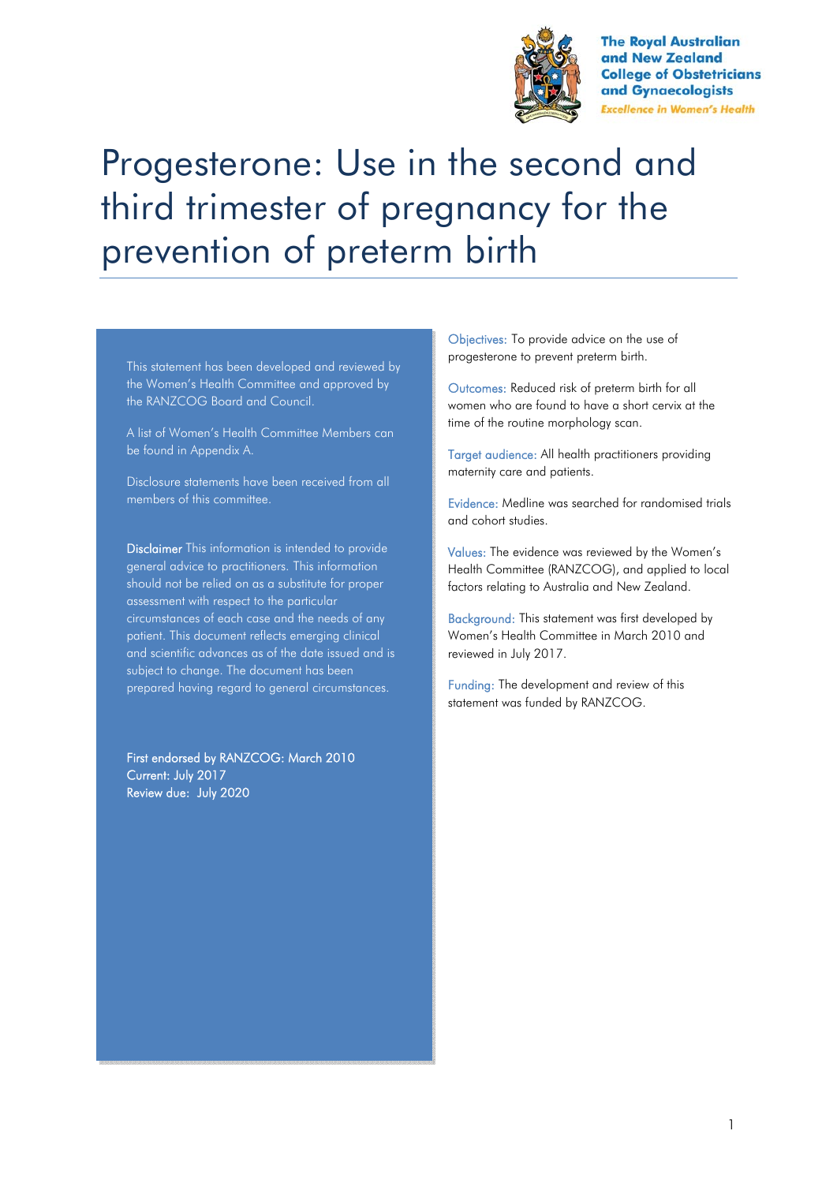The Royal Australian and New Zealand College of Obstetricians and Gynaecologists

*Excellence in Women's Health*

# Progesterone: Use in the second and third trimester of pregnancy for the prevention of preterm birth

This statement has been developed and reviewed by the Women's Health Committee and approved by the RANZCOG Board and Council.

A list of Women's Health Committee Members can be found in Appendix A.

Disclosure statements have been received from all members of this committee.

**Disclaimer** This information is intended to provide general advice to practitioners. This information should not be relied on as a substitute for proper assessment with respect to the particular circumstances of each case and the needs of any patient. This document reflects emerging clinical and scientific advances as of the date issued and is subject to change. The document has been prepared having regard to general circumstances.

First endorsed by RANZCOG: March 2010
Current: July 2017
Review due: July 2020

Objectives: To provide advice on the use of progesterone to prevent preterm birth.

Outcomes: Reduced risk of preterm birth for all women who are found to have a short cervix at the time of the routine morphology scan.

Target audience: All health practitioners providing maternity care and patients.

Evidence: Medline was searched for randomised trials and cohort studies.

Values: The evidence was reviewed by the Women's Health Committee (RANZCOG), and applied to local factors relating to Australia and New Zealand.

Background: This statement was first developed by Women's Health Committee in March 2010 and reviewed in July 2017.

Funding: The development and review of this statement was funded by RANZCOG.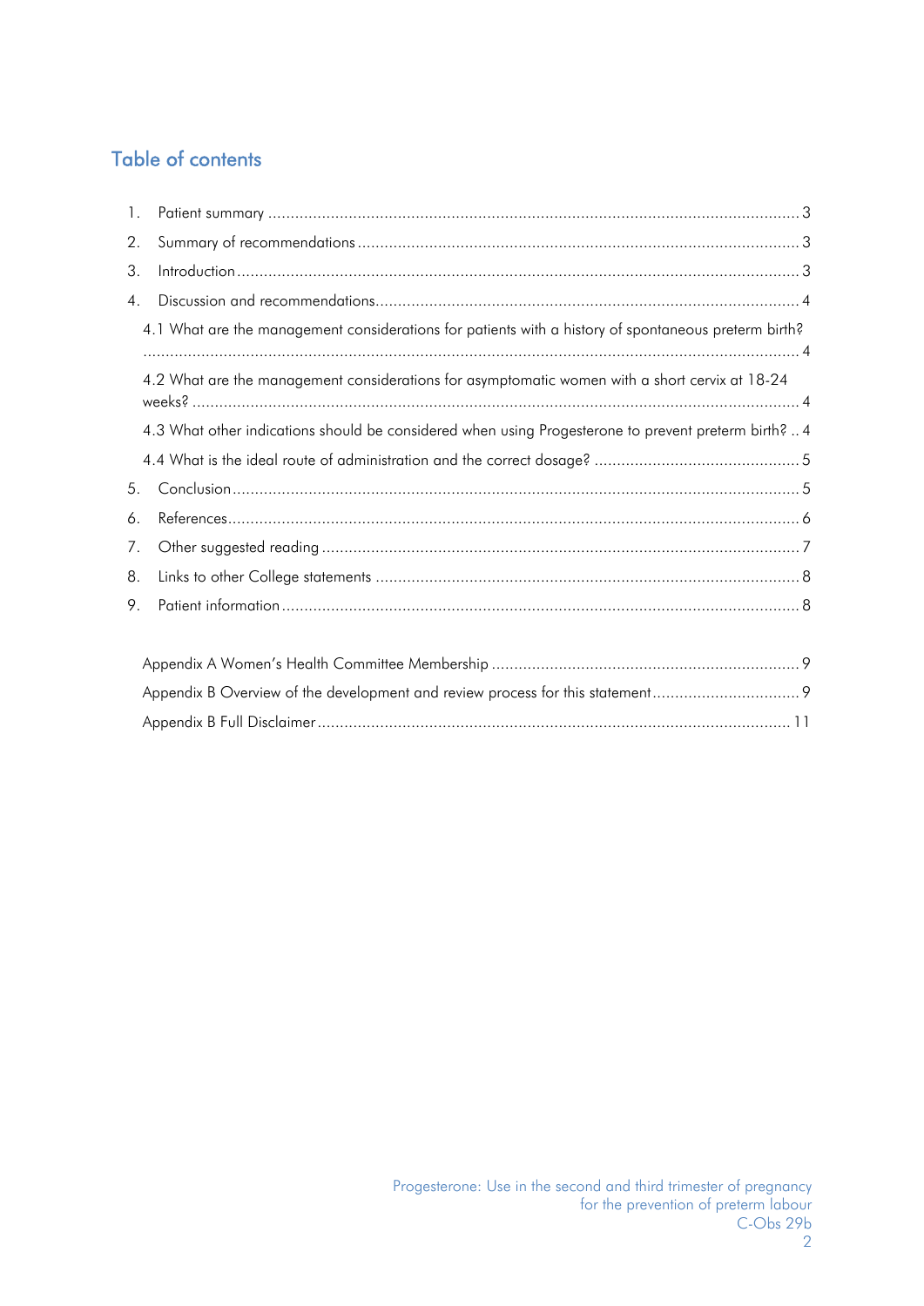## Table of contents

1. Patient summary ....................................................................................................................... 3
2. Summary of recommendations ................................................................................................ 3
3. Introduction ............................................................................................................................. 3
4. Discussion and recommendations ........................................................................................... 4
   - 4.1 What are the management considerations for patients with a history of spontaneous preterm birth? ....................................................................................................................................... 4
   - 4.2 What are the management considerations for asymptomatic women with a short cervix at 18-24 weeks? ....................................................................................................................................... 4
   - 4.3 What other indications should be considered when using Progesterone to prevent preterm birth? .. 4
   - 4.4 What is the ideal route of administration and the correct dosage? ............................................ 5
5. Conclusion ............................................................................................................................... 5
6. References ................................................................................................................................ 6
7. Other suggested reading ........................................................................................................... 7
8. Links to other College statements ............................................................................................. 8
9. Patient information ................................................................................................................... 8

Appendix A Women's Health Committee Membership ..................................................................... 9

Appendix B Overview of the development and review process for this statement ................................ 9

Appendix B Full Disclaimer ......................................................................................................... 11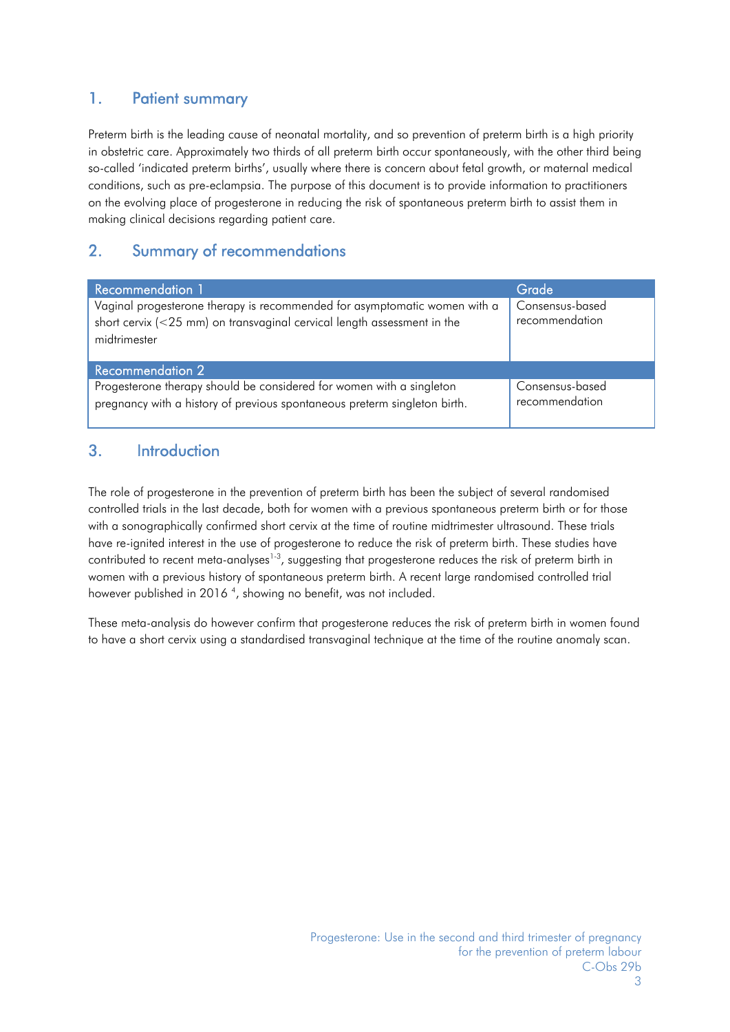## 1. Patient summary

Preterm birth is the leading cause of neonatal mortality, and so prevention of preterm birth is a high priority in obstetric care. Approximately two thirds of all preterm birth occur spontaneously, with the other third being so-called 'indicated preterm births', usually where there is concern about fetal growth, or maternal medical conditions, such as pre-eclampsia. The purpose of this document is to provide information to practitioners on the evolving place of progesterone in reducing the risk of spontaneous preterm birth to assist them in making clinical decisions regarding patient care.

## 2. Summary of recommendations

| Recommendation 1 | Grade |
|---|---|
| Vaginal progesterone therapy is recommended for asymptomatic women with a short cervix (<25 mm) on transvaginal cervical length assessment in the midtrimester | Consensus-based recommendation |
| **Recommendation 2** | |
| Progesterone therapy should be considered for women with a singleton pregnancy with a history of previous spontaneous preterm singleton birth. | Consensus-based recommendation |

## 3. Introduction

The role of progesterone in the prevention of preterm birth has been the subject of several randomised controlled trials in the last decade, both for women with a previous spontaneous preterm birth or for those with a sonographically confirmed short cervix at the time of routine midtrimester ultrasound. These trials have re-ignited interest in the use of progesterone to reduce the risk of preterm birth. These studies have contributed to recent meta-analyses[1-3], suggesting that progesterone reduces the risk of preterm birth in women with a previous history of spontaneous preterm birth. A recent large randomised controlled trial however published in 2016 [4], showing no benefit, was not included.

These meta-analysis do however confirm that progesterone reduces the risk of preterm birth in women found to have a short cervix using a standardised transvaginal technique at the time of the routine anomaly scan.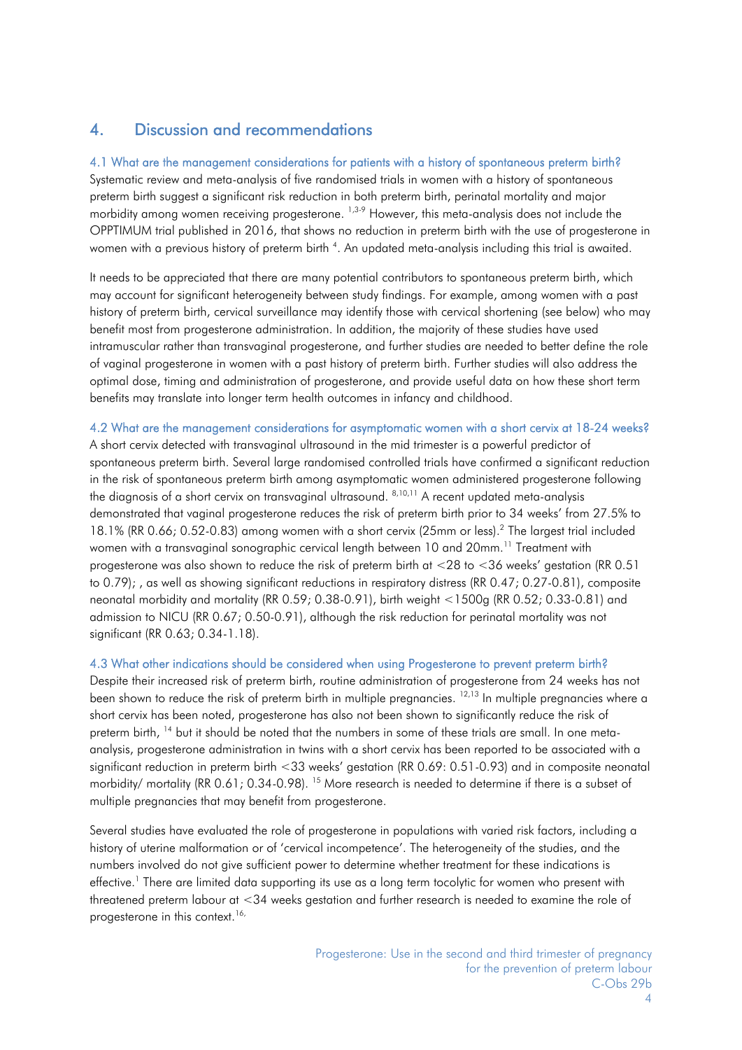## 4. Discussion and recommendations

### 4.1 What are the management considerations for patients with a history of spontaneous preterm birth?

Systematic review and meta-analysis of five randomised trials in women with a history of spontaneous preterm birth suggest a significant risk reduction in both preterm birth, perinatal mortality and major morbidity among women receiving progesterone. [1,3-9] However, this meta-analysis does not include the OPPTIMUM trial published in 2016, that shows no reduction in preterm birth with the use of progesterone in women with a previous history of preterm birth [4]. An updated meta-analysis including this trial is awaited.

It needs to be appreciated that there are many potential contributors to spontaneous preterm birth, which may account for significant heterogeneity between study findings. For example, among women with a past history of preterm birth, cervical surveillance may identify those with cervical shortening (see below) who may benefit most from progesterone administration. In addition, the majority of these studies have used intramuscular rather than transvaginal progesterone, and further studies are needed to better define the role of vaginal progesterone in women with a past history of preterm birth. Further studies will also address the optimal dose, timing and administration of progesterone, and provide useful data on how these short term benefits may translate into longer term health outcomes in infancy and childhood.

### 4.2 What are the management considerations for asymptomatic women with a short cervix at 18-24 weeks?

A short cervix detected with transvaginal ultrasound in the mid trimester is a powerful predictor of spontaneous preterm birth. Several large randomised controlled trials have confirmed a significant reduction in the risk of spontaneous preterm birth among asymptomatic women administered progesterone following the diagnosis of a short cervix on transvaginal ultrasound. [8,10,11] A recent updated meta-analysis demonstrated that vaginal progesterone reduces the risk of preterm birth prior to 34 weeks' from 27.5% to 18.1% (RR 0.66; 0.52-0.83) among women with a short cervix (25mm or less).[2] The largest trial included women with a transvaginal sonographic cervical length between 10 and 20mm.[11] Treatment with progesterone was also shown to reduce the risk of preterm birth at <28 to <36 weeks' gestation (RR 0.51 to 0.79); , as well as showing significant reductions in respiratory distress (RR 0.47; 0.27-0.81), composite neonatal morbidity and mortality (RR 0.59; 0.38-0.91), birth weight <1500g (RR 0.52; 0.33-0.81) and admission to NICU (RR 0.67; 0.50-0.91), although the risk reduction for perinatal mortality was not significant (RR 0.63; 0.34-1.18).

### 4.3 What other indications should be considered when using Progesterone to prevent preterm birth?

Despite their increased risk of preterm birth, routine administration of progesterone from 24 weeks has not been shown to reduce the risk of preterm birth in multiple pregnancies. [12,13] In multiple pregnancies where a short cervix has been noted, progesterone has also not been shown to significantly reduce the risk of preterm birth, [14] but it should be noted that the numbers in some of these trials are small. In one meta-analysis, progesterone administration in twins with a short cervix has been reported to be associated with a significant reduction in preterm birth <33 weeks' gestation (RR 0.69: 0.51-0.93) and in composite neonatal morbidity/ mortality (RR 0.61; 0.34-0.98). [15] More research is needed to determine if there is a subset of multiple pregnancies that may benefit from progesterone.

Several studies have evaluated the role of progesterone in populations with varied risk factors, including a history of uterine malformation or of 'cervical incompetence'. The heterogeneity of the studies, and the numbers involved do not give sufficient power to determine whether treatment for these indications is effective.[1] There are limited data supporting its use as a long term tocolytic for women who present with threatened preterm labour at <34 weeks gestation and further research is needed to examine the role of progesterone in this context.[16,]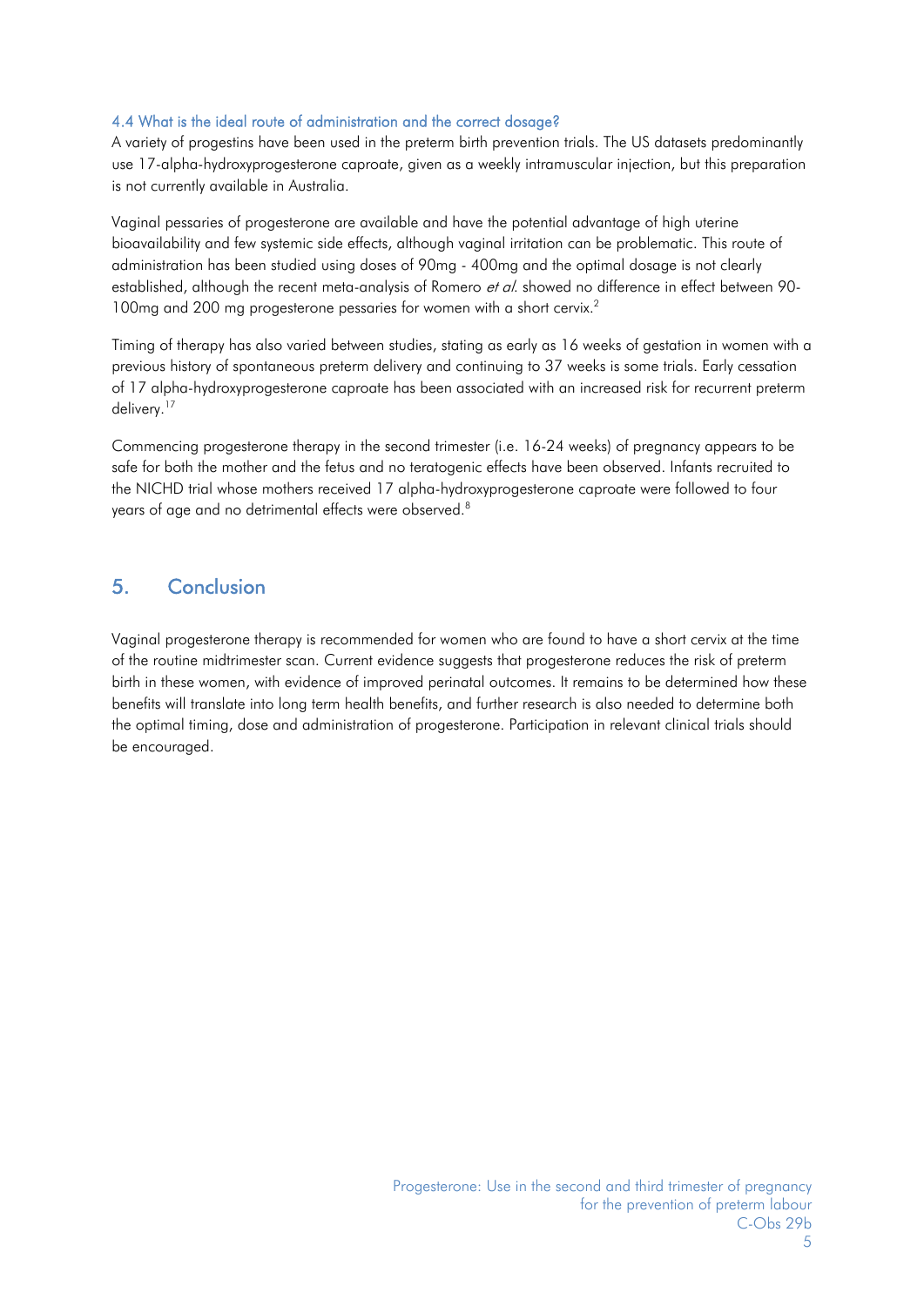### 4.4 What is the ideal route of administration and the correct dosage?

A variety of progestins have been used in the preterm birth prevention trials. The US datasets predominantly use 17-alpha-hydroxyprogesterone caproate, given as a weekly intramuscular injection, but this preparation is not currently available in Australia.

Vaginal pessaries of progesterone are available and have the potential advantage of high uterine bioavailability and few systemic side effects, although vaginal irritation can be problematic. This route of administration has been studied using doses of 90mg - 400mg and the optimal dosage is not clearly established, although the recent meta-analysis of Romero *et al*. showed no difference in effect between 90-100mg and 200 mg progesterone pessaries for women with a short cervix.[2]

Timing of therapy has also varied between studies, stating as early as 16 weeks of gestation in women with a previous history of spontaneous preterm delivery and continuing to 37 weeks is some trials. Early cessation of 17 alpha-hydroxyprogesterone caproate has been associated with an increased risk for recurrent preterm delivery.[17]

Commencing progesterone therapy in the second trimester (i.e. 16-24 weeks) of pregnancy appears to be safe for both the mother and the fetus and no teratogenic effects have been observed. Infants recruited to the NICHD trial whose mothers received 17 alpha-hydroxyprogesterone caproate were followed to four years of age and no detrimental effects were observed.[8]

## 5. Conclusion

Vaginal progesterone therapy is recommended for women who are found to have a short cervix at the time of the routine midtrimester scan. Current evidence suggests that progesterone reduces the risk of preterm birth in these women, with evidence of improved perinatal outcomes. It remains to be determined how these benefits will translate into long term health benefits, and further research is also needed to determine both the optimal timing, dose and administration of progesterone. Participation in relevant clinical trials should be encouraged.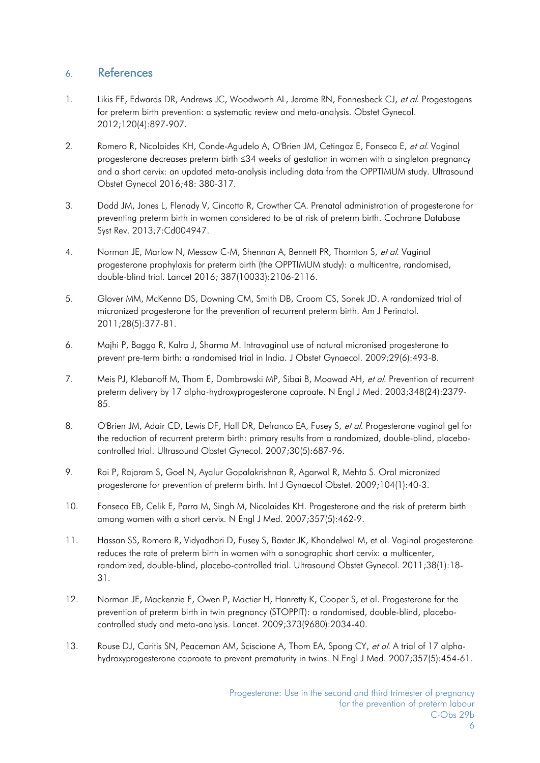## 6. References

1. Likis FE, Edwards DR, Andrews JC, Woodworth AL, Jerome RN, Fonnesbeck CJ, *et al*. Progestogens for preterm birth prevention: a systematic review and meta-analysis. Obstet Gynecol. 2012;120(4):897-907.

2. Romero R, Nicolaides KH, Conde-Agudelo A, O'Brien JM, Cetingoz E, Fonseca E, *et al*. Vaginal progesterone decreases preterm birth ≤34 weeks of gestation in women with a singleton pregnancy and a short cervix: an updated meta-analysis including data from the OPPTIMUM study. Ultrasound Obstet Gynecol 2016;48: 380-317.

3. Dodd JM, Jones L, Flenady V, Cincotta R, Crowther CA. Prenatal administration of progesterone for preventing preterm birth in women considered to be at risk of preterm birth. Cochrane Database Syst Rev. 2013;7:Cd004947.

4. Norman JE, Marlow N, Messow C-M, Shennan A, Bennett PR, Thornton S, *et al*. Vaginal progesterone prophylaxis for preterm birth (the OPPTIMUM study): a multicentre, randomised, double-blind trial. Lancet 2016; 387(10033):2106-2116.

5. Glover MM, McKenna DS, Downing CM, Smith DB, Croom CS, Sonek JD. A randomized trial of micronized progesterone for the prevention of recurrent preterm birth. Am J Perinatol. 2011;28(5):377-81.

6. Majhi P, Bagga R, Kalra J, Sharma M. Intravaginal use of natural micronised progesterone to prevent pre-term birth: a randomised trial in India. J Obstet Gynaecol. 2009;29(6):493-8.

7. Meis PJ, Klebanoff M, Thom E, Dombrowski MP, Sibai B, Moawad AH, *et al*. Prevention of recurrent preterm delivery by 17 alpha-hydroxyprogesterone caproate. N Engl J Med. 2003;348(24):2379-85.

8. O'Brien JM, Adair CD, Lewis DF, Hall DR, Defranco EA, Fusey S, *et al*. Progesterone vaginal gel for the reduction of recurrent preterm birth: primary results from a randomized, double-blind, placebo-controlled trial. Ultrasound Obstet Gynecol. 2007;30(5):687-96.

9. Rai P, Rajaram S, Goel N, Ayalur Gopalakrishnan R, Agarwal R, Mehta S. Oral micronized progesterone for prevention of preterm birth. Int J Gynaecol Obstet. 2009;104(1):40-3.

10. Fonseca EB, Celik E, Parra M, Singh M, Nicolaides KH. Progesterone and the risk of preterm birth among women with a short cervix. N Engl J Med. 2007;357(5):462-9.

11. Hassan SS, Romero R, Vidyadhari D, Fusey S, Baxter JK, Khandelwal M, et al. Vaginal progesterone reduces the rate of preterm birth in women with a sonographic short cervix: a multicenter, randomized, double-blind, placebo-controlled trial. Ultrasound Obstet Gynecol. 2011;38(1):18-31.

12. Norman JE, Mackenzie F, Owen P, Mactier H, Hanretty K, Cooper S, et al. Progesterone for the prevention of preterm birth in twin pregnancy (STOPPIT): a randomised, double-blind, placebo-controlled study and meta-analysis. Lancet. 2009;373(9680):2034-40.

13. Rouse DJ, Caritis SN, Peaceman AM, Sciscione A, Thom EA, Spong CY, *et al*. A trial of 17 alpha-hydroxyprogesterone caproate to prevent prematurity in twins. N Engl J Med. 2007;357(5):454-61.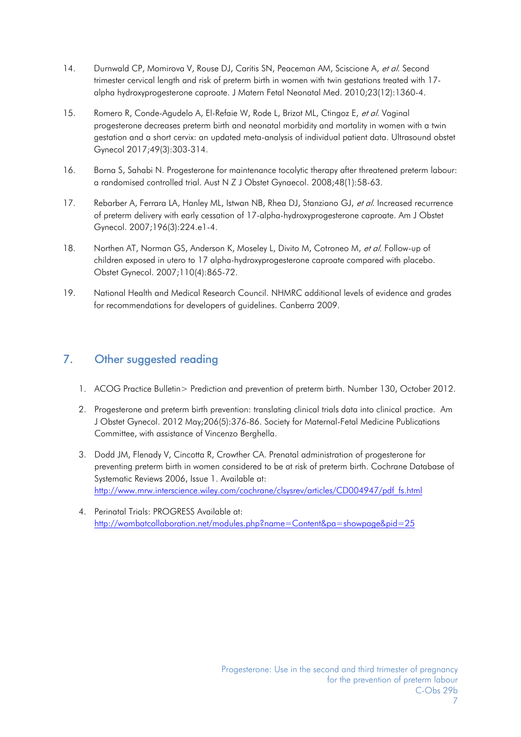14. Durnwald CP, Momirova V, Rouse DJ, Caritis SN, Peaceman AM, Sciscione A, *et al.* Second trimester cervical length and risk of preterm birth in women with twin gestations treated with 17-alpha hydroxyprogesterone caproate. J Matern Fetal Neonatal Med. 2010;23(12):1360-4.

15. Romero R, Conde-Agudelo A, El-Refaie W, Rode L, Brizot ML, Ctingoz E, *et al.* Vaginal progesterone decreases preterm birth and neonatal morbidity and mortality in women with a twin gestation and a short cervix: an updated meta-analysis of individual patient data. Ultrasound obstet Gynecol 2017;49(3):303-314.

16. Borna S, Sahabi N. Progesterone for maintenance tocolytic therapy after threatened preterm labour: a randomised controlled trial. Aust N Z J Obstet Gynaecol. 2008;48(1):58-63.

17. Rebarber A, Ferrara LA, Hanley ML, Istwan NB, Rhea DJ, Stanziano GJ, *et al.* Increased recurrence of preterm delivery with early cessation of 17-alpha-hydroxyprogesterone caproate. Am J Obstet Gynecol. 2007;196(3):224.e1-4.

18. Northen AT, Norman GS, Anderson K, Moseley L, Divito M, Cotroneo M, *et al.* Follow-up of children exposed in utero to 17 alpha-hydroxyprogesterone caproate compared with placebo. Obstet Gynecol. 2007;110(4):865-72.

19. National Health and Medical Research Council. NHMRC additional levels of evidence and grades for recommendations for developers of guidelines. Canberra 2009.

## 7. Other suggested reading

1. ACOG Practice Bulletin> Prediction and prevention of preterm birth. Number 130, October 2012.
2. Progesterone and preterm birth prevention: translating clinical trials data into clinical practice. Am J Obstet Gynecol. 2012 May;206(5):376-86. Society for Maternal-Fetal Medicine Publications Committee, with assistance of Vincenzo Berghella.
3. Dodd JM, Flenady V, Cincotta R, Crowther CA. Prenatal administration of progesterone for preventing preterm birth in women considered to be at risk of preterm birth. Cochrane Database of Systematic Reviews 2006, Issue 1. Available at: http://www.mrw.interscience.wiley.com/cochrane/clsysrev/articles/CD004947/pdf_fs.html
4. Perinatal Trials: PROGRESS Available at: http://wombatcollaboration.net/modules.php?name=Content&pa=showpage&pid=25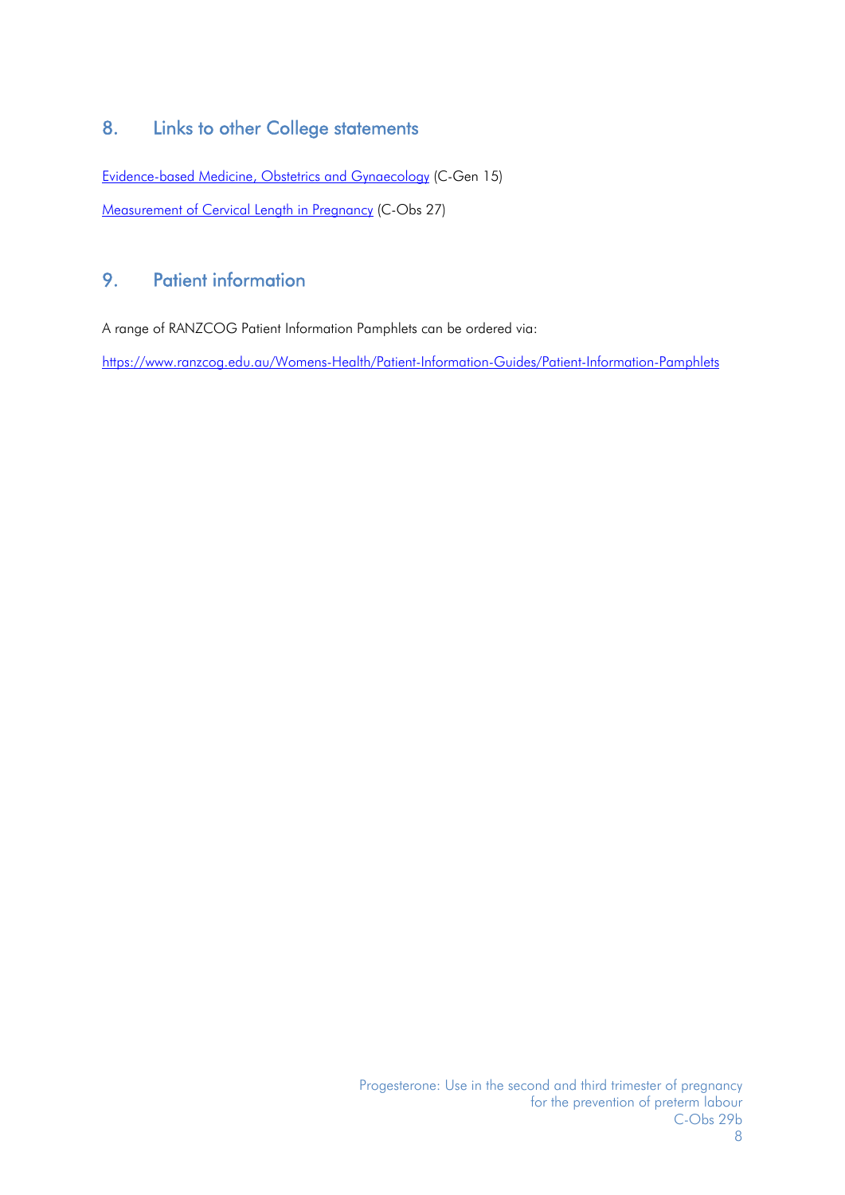## 8. Links to other College statements

[Evidence-based Medicine, Obstetrics and Gynaecology](#) (C-Gen 15)

[Measurement of Cervical Length in Pregnancy](#) (C-Obs 27)

## 9. Patient information

A range of RANZCOG Patient Information Pamphlets can be ordered via:

https://www.ranzcog.edu.au/Womens-Health/Patient-Information-Guides/Patient-Information-Pamphlets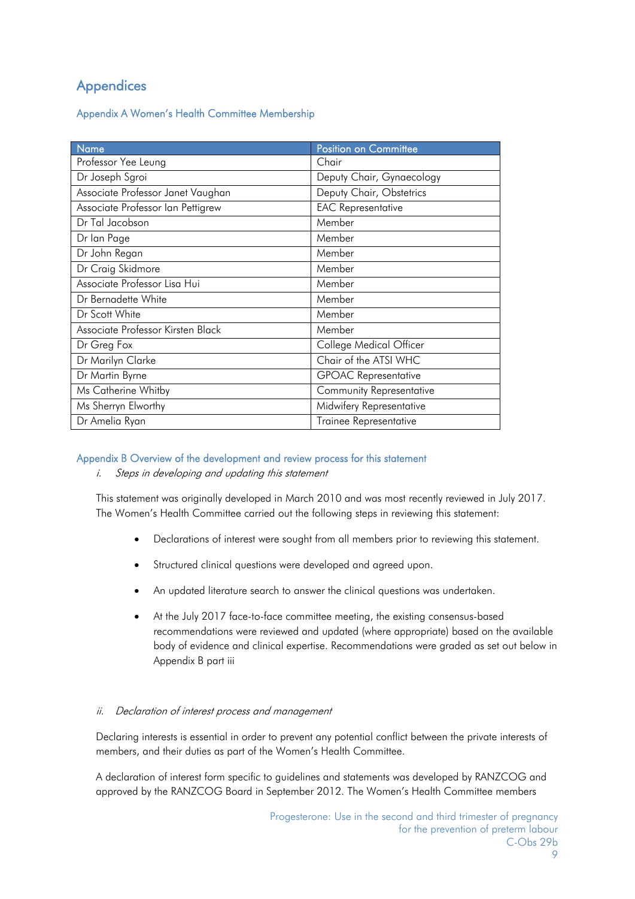# Appendices

## Appendix A Women's Health Committee Membership

| Name | Position on Committee |
|---|---|
| Professor Yee Leung | Chair |
| Dr Joseph Sgroi | Deputy Chair, Gynaecology |
| Associate Professor Janet Vaughan | Deputy Chair, Obstetrics |
| Associate Professor Ian Pettigrew | EAC Representative |
| Dr Tal Jacobson | Member |
| Dr Ian Page | Member |
| Dr John Regan | Member |
| Dr Craig Skidmore | Member |
| Associate Professor Lisa Hui | Member |
| Dr Bernadette White | Member |
| Dr Scott White | Member |
| Associate Professor Kirsten Black | Member |
| Dr Greg Fox | College Medical Officer |
| Dr Marilyn Clarke | Chair of the ATSI WHC |
| Dr Martin Byrne | GPOAC Representative |
| Ms Catherine Whitby | Community Representative |
| Ms Sherryn Elworthy | Midwifery Representative |
| Dr Amelia Ryan | Trainee Representative |

## Appendix B Overview of the development and review process for this statement

*i. Steps in developing and updating this statement*

This statement was originally developed in March 2010 and was most recently reviewed in July 2017. The Women's Health Committee carried out the following steps in reviewing this statement:

- Declarations of interest were sought from all members prior to reviewing this statement.
- Structured clinical questions were developed and agreed upon.
- An updated literature search to answer the clinical questions was undertaken.
- At the July 2017 face-to-face committee meeting, the existing consensus-based recommendations were reviewed and updated (where appropriate) based on the available body of evidence and clinical expertise. Recommendations were graded as set out below in Appendix B part iii

*ii. Declaration of interest process and management*

Declaring interests is essential in order to prevent any potential conflict between the private interests of members, and their duties as part of the Women's Health Committee.

A declaration of interest form specific to guidelines and statements was developed by RANZCOG and approved by the RANZCOG Board in September 2012. The Women's Health Committee members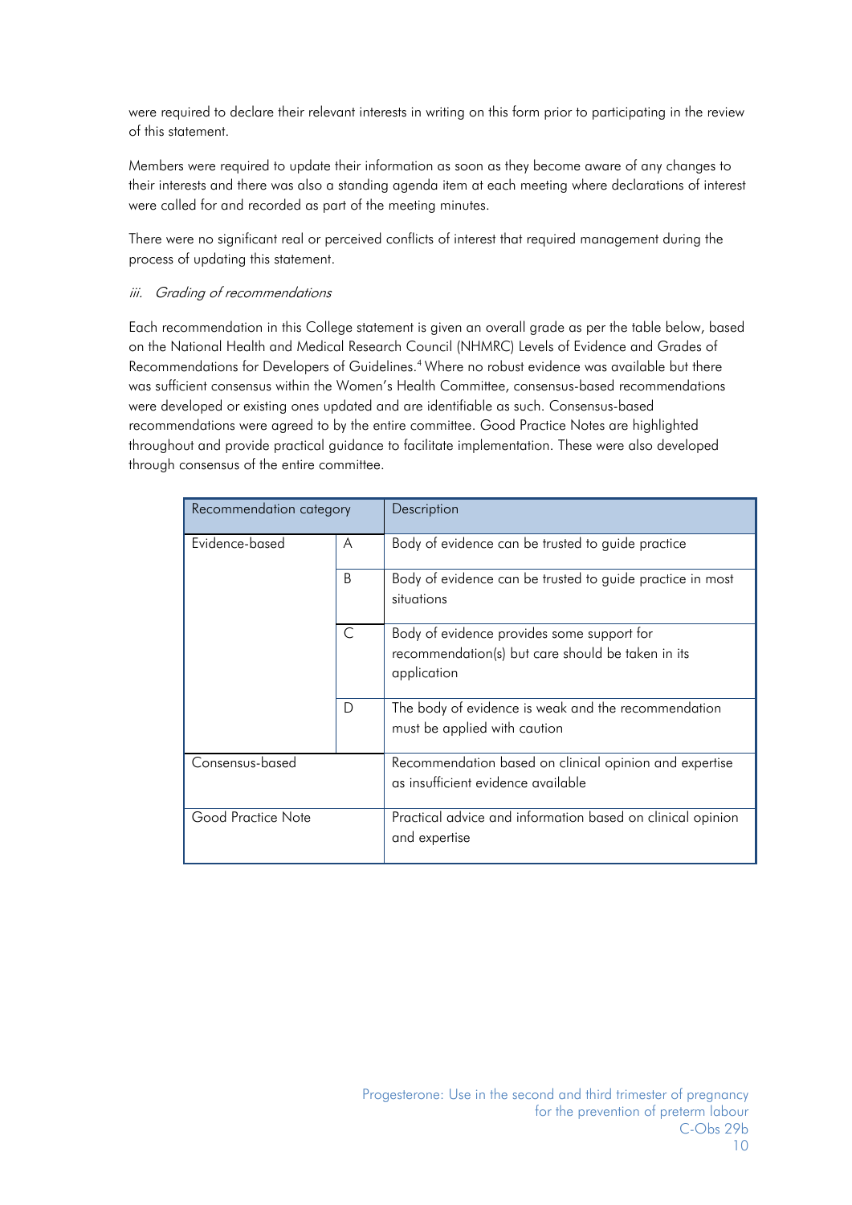were required to declare their relevant interests in writing on this form prior to participating in the review of this statement.

Members were required to update their information as soon as they become aware of any changes to their interests and there was also a standing agenda item at each meeting where declarations of interest were called for and recorded as part of the meeting minutes.

There were no significant real or perceived conflicts of interest that required management during the process of updating this statement.

*iii. Grading of recommendations*

Each recommendation in this College statement is given an overall grade as per the table below, based on the National Health and Medical Research Council (NHMRC) Levels of Evidence and Grades of Recommendations for Developers of Guidelines.[4] Where no robust evidence was available but there was sufficient consensus within the Women's Health Committee, consensus-based recommendations were developed or existing ones updated and are identifiable as such. Consensus-based recommendations were agreed to by the entire committee. Good Practice Notes are highlighted throughout and provide practical guidance to facilitate implementation. These were also developed through consensus of the entire committee.

| Recommendation category | | Description |
|---|---|---|
| Evidence-based | A | Body of evidence can be trusted to guide practice |
| | B | Body of evidence can be trusted to guide practice in most situations |
| | C | Body of evidence provides some support for recommendation(s) but care should be taken in its application |
| | D | The body of evidence is weak and the recommendation must be applied with caution |
| Consensus-based | | Recommendation based on clinical opinion and expertise as insufficient evidence available |
| Good Practice Note | | Practical advice and information based on clinical opinion and expertise |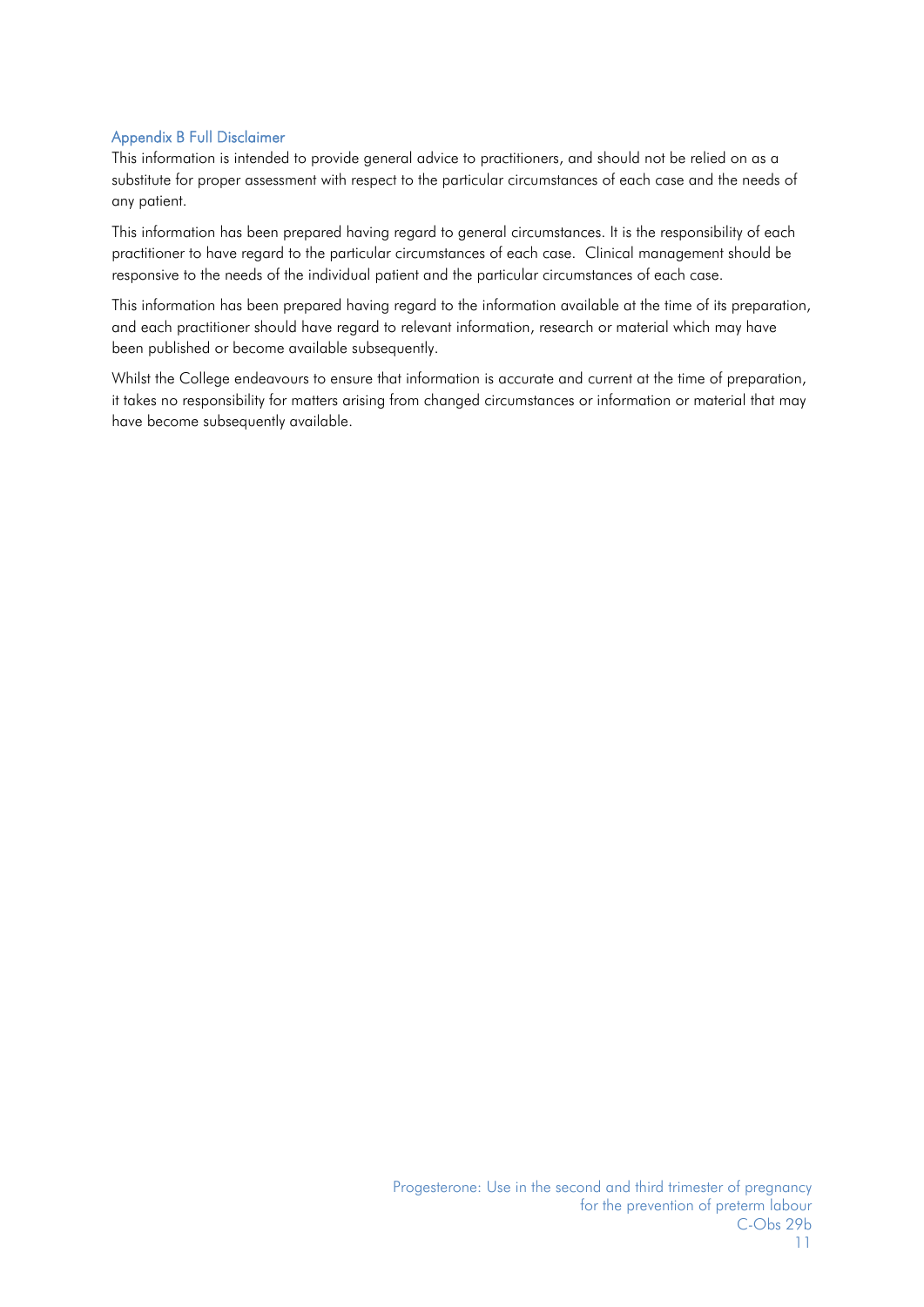## Appendix B Full Disclaimer

This information is intended to provide general advice to practitioners, and should not be relied on as a substitute for proper assessment with respect to the particular circumstances of each case and the needs of any patient.

This information has been prepared having regard to general circumstances. It is the responsibility of each practitioner to have regard to the particular circumstances of each case. Clinical management should be responsive to the needs of the individual patient and the particular circumstances of each case.

This information has been prepared having regard to the information available at the time of its preparation, and each practitioner should have regard to relevant information, research or material which may have been published or become available subsequently.

Whilst the College endeavours to ensure that information is accurate and current at the time of preparation, it takes no responsibility for matters arising from changed circumstances or information or material that may have become subsequently available.